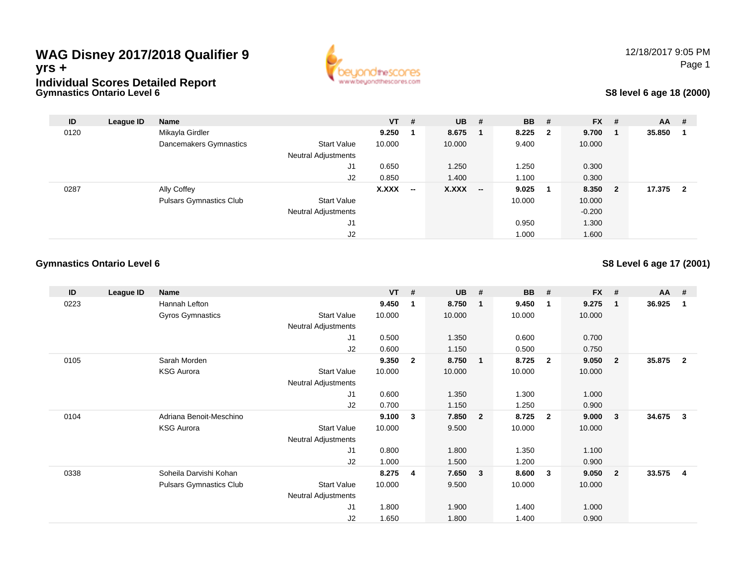# WAG Disney 2017/2018 Qualifier 9 yrs +

## Individual Scores Detailed Report

12/18/2017 9:05 PM

### Gymnastics Ontario Level 6

**S8 level 6 age 18 (2000)**

| ID | League ID | Name | | VT | # | UB | # | BB | # | FX | # | AA | # |
|---|---|---|---|---|---|---|---|---|---|---|---|---|---|
| 0120 | | Mikayla Girdler | | **9.250** | **1** | **8.675** | **1** | **8.225** | **2** | **9.700** | **1** | **35.850** | **1** |
| | | Dancemakers Gymnastics | Start Value | 10.000 | | 10.000 | | 9.400 | | 10.000 | | | |
| | | | Neutral Adjustments | | | | | | | | | | |
| | | | J1 | 0.650 | | 1.250 | | 1.250 | | 0.300 | | | |
| | | | J2 | 0.850 | | 1.400 | | 1.100 | | 0.300 | | | |
| 0287 | | Ally Coffey | | **X.XXX** | **--** | **X.XXX** | **--** | **9.025** | **1** | **8.350** | **2** | **17.375** | **2** |
| | | Pulsars Gymnastics Club | Start Value | | | | | 10.000 | | 10.000 | | | |
| | | | Neutral Adjustments | | | | | | | -0.200 | | | |
| | | | J1 | | | | | 0.950 | | 1.300 | | | |
| | | | J2 | | | | | 1.000 | | 1.600 | | | |

### Gymnastics Ontario Level 6

**S8 Level 6 age 17 (2001)**

| ID | League ID | Name | | VT | # | UB | # | BB | # | FX | # | AA | # |
|---|---|---|---|---|---|---|---|---|---|---|---|---|---|
| 0223 | | Hannah Lefton | | **9.450** | **1** | **8.750** | **1** | **9.450** | **1** | **9.275** | **1** | **36.925** | **1** |
| | | Gyros Gymnastics | Start Value | 10.000 | | 10.000 | | 10.000 | | 10.000 | | | |
| | | | Neutral Adjustments | | | | | | | | | | |
| | | | J1 | 0.500 | | 1.350 | | 0.600 | | 0.700 | | | |
| | | | J2 | 0.600 | | 1.150 | | 0.500 | | 0.750 | | | |
| 0105 | | Sarah Morden | | **9.350** | **2** | **8.750** | **1** | **8.725** | **2** | **9.050** | **2** | **35.875** | **2** |
| | | KSG Aurora | Start Value | 10.000 | | 10.000 | | 10.000 | | 10.000 | | | |
| | | | Neutral Adjustments | | | | | | | | | | |
| | | | J1 | 0.600 | | 1.350 | | 1.300 | | 1.000 | | | |
| | | | J2 | 0.700 | | 1.150 | | 1.250 | | 0.900 | | | |
| 0104 | | Adriana Benoit-Meschino | | **9.100** | **3** | **7.850** | **2** | **8.725** | **2** | **9.000** | **3** | **34.675** | **3** |
| | | KSG Aurora | Start Value | 10.000 | | 9.500 | | 10.000 | | 10.000 | | | |
| | | | Neutral Adjustments | | | | | | | | | | |
| | | | J1 | 0.800 | | 1.800 | | 1.350 | | 1.100 | | | |
| | | | J2 | 1.000 | | 1.500 | | 1.200 | | 0.900 | | | |
| 0338 | | Soheila Darvishi Kohan | | **8.275** | **4** | **7.650** | **3** | **8.600** | **3** | **9.050** | **2** | **33.575** | **4** |
| | | Pulsars Gymnastics Club | Start Value | 10.000 | | 9.500 | | 10.000 | | 10.000 | | | |
| | | | Neutral Adjustments | | | | | | | | | | |
| | | | J1 | 1.800 | | 1.900 | | 1.400 | | 1.000 | | | |
| | | | J2 | 1.650 | | 1.800 | | 1.400 | | 0.900 | | | |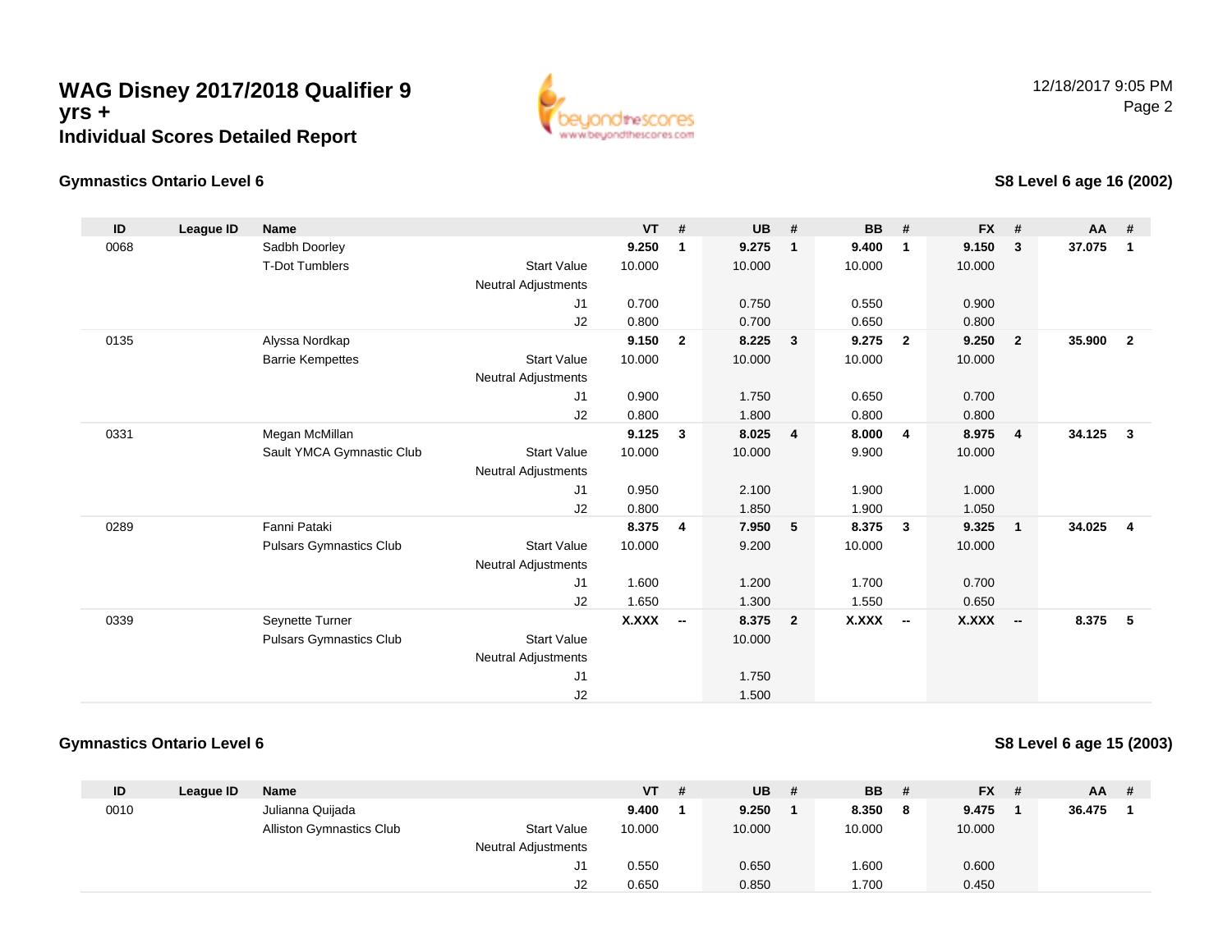# WAG Disney 2017/2018 Qualifier 9 yrs +

## Individual Scores Detailed Report

12/18/2017 9:05 PM

### Gymnastics Ontario Level 6

**S8 Level 6 age 16 (2002)**

| ID | League ID | Name | | VT | # | UB | # | BB | # | FX | # | AA | # |
|---|---|---|---|---|---|---|---|---|---|---|---|---|---|
| 0068 | | Sadbh Doorley | | **9.250** | **1** | **9.275** | **1** | **9.400** | **1** | **9.150** | **3** | **37.075** | **1** |
| | | T-Dot Tumblers | Start Value | 10.000 | | 10.000 | | 10.000 | | 10.000 | | | |
| | | | Neutral Adjustments | | | | | | | | | | |
| | | | J1 | 0.700 | | 0.750 | | 0.550 | | 0.900 | | | |
| | | | J2 | 0.800 | | 0.700 | | 0.650 | | 0.800 | | | |
| 0135 | | Alyssa Nordkap | | **9.150** | **2** | **8.225** | **3** | **9.275** | **2** | **9.250** | **2** | **35.900** | **2** |
| | | Barrie Kempettes | Start Value | 10.000 | | 10.000 | | 10.000 | | 10.000 | | | |
| | | | Neutral Adjustments | | | | | | | | | | |
| | | | J1 | 0.900 | | 1.750 | | 0.650 | | 0.700 | | | |
| | | | J2 | 0.800 | | 1.800 | | 0.800 | | 0.800 | | | |
| 0331 | | Megan McMillan | | **9.125** | **3** | **8.025** | **4** | **8.000** | **4** | **8.975** | **4** | **34.125** | **3** |
| | | Sault YMCA Gymnastic Club | Start Value | 10.000 | | 10.000 | | 9.900 | | 10.000 | | | |
| | | | Neutral Adjustments | | | | | | | | | | |
| | | | J1 | 0.950 | | 2.100 | | 1.900 | | 1.000 | | | |
| | | | J2 | 0.800 | | 1.850 | | 1.900 | | 1.050 | | | |
| 0289 | | Fanni Pataki | | **8.375** | **4** | **7.950** | **5** | **8.375** | **3** | **9.325** | **1** | **34.025** | **4** |
| | | Pulsars Gymnastics Club | Start Value | 10.000 | | 9.200 | | 10.000 | | 10.000 | | | |
| | | | Neutral Adjustments | | | | | | | | | | |
| | | | J1 | 1.600 | | 1.200 | | 1.700 | | 0.700 | | | |
| | | | J2 | 1.650 | | 1.300 | | 1.550 | | 0.650 | | | |
| 0339 | | Seynette Turner | | **X.XXX** | **--** | **8.375** | **2** | **X.XXX** | **--** | **X.XXX** | **--** | **8.375** | **5** |
| | | Pulsars Gymnastics Club | Start Value | | | 10.000 | | | | | | | |
| | | | Neutral Adjustments | | | | | | | | | | |
| | | | J1 | | | 1.750 | | | | | | | |
| | | | J2 | | | 1.500 | | | | | | | |

### Gymnastics Ontario Level 6

**S8 Level 6 age 15 (2003)**

| ID | League ID | Name | | VT | # | UB | # | BB | # | FX | # | AA | # |
|---|---|---|---|---|---|---|---|---|---|---|---|---|---|
| 0010 | | Julianna Quijada | | **9.400** | **1** | **9.250** | **1** | **8.350** | **8** | **9.475** | **1** | **36.475** | **1** |
| | | Alliston Gymnastics Club | Start Value | 10.000 | | 10.000 | | 10.000 | | 10.000 | | | |
| | | | Neutral Adjustments | | | | | | | | | | |
| | | | J1 | 0.550 | | 0.650 | | 1.600 | | 0.600 | | | |
| | | | J2 | 0.650 | | 0.850 | | 1.700 | | 0.450 | | | |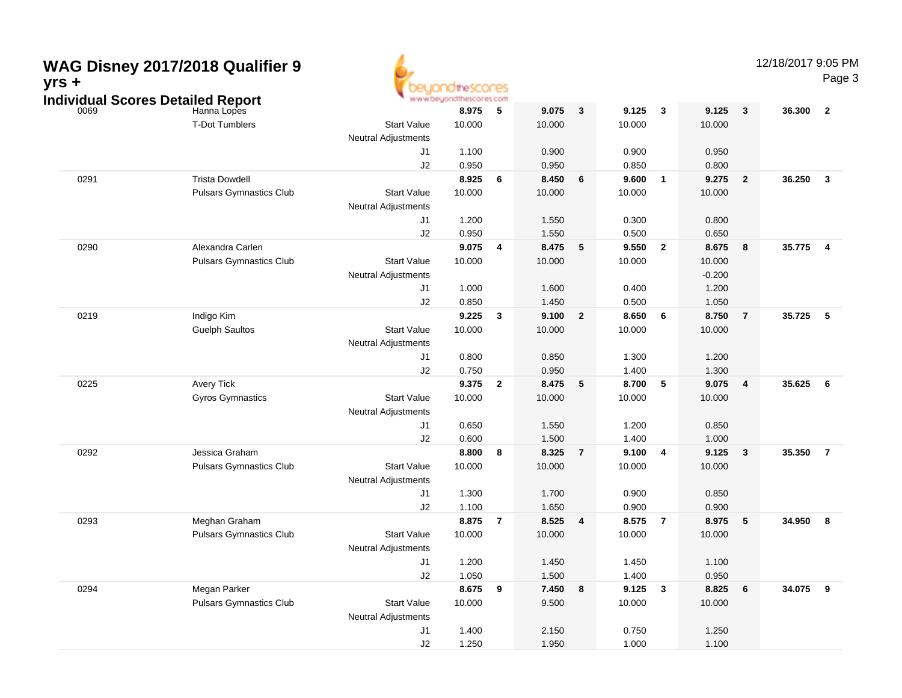# WAG Disney 2017/2018 Qualifier 9 yrs +

## Individual Scores Detailed Report

12/18/2017 9:05 PM

| # | Name / Club | | Score | Rank | Score | Rank | Score | Rank | Score | Rank | AA | Rank |
|---|---|---|---|---|---|---|---|---|---|---|---|---|
| 0069 | Hanna Lopes | | 8.975 | 5 | 9.075 | 3 | 9.125 | 3 | 9.125 | 3 | 36.300 | 2 |
| | T-Dot Tumblers | Start Value | 10.000 | | 10.000 | | 10.000 | | 10.000 | | | |
| | | Neutral Adjustments | | | | | | | | | | |
| | | J1 | 1.100 | | 0.900 | | 0.900 | | 0.950 | | | |
| | | J2 | 0.950 | | 0.950 | | 0.850 | | 0.800 | | | |
| 0291 | Trista Dowdell | | 8.925 | 6 | 8.450 | 6 | 9.600 | 1 | 9.275 | 2 | 36.250 | 3 |
| | Pulsars Gymnastics Club | Start Value | 10.000 | | 10.000 | | 10.000 | | 10.000 | | | |
| | | Neutral Adjustments | | | | | | | | | | |
| | | J1 | 1.200 | | 1.550 | | 0.300 | | 0.800 | | | |
| | | J2 | 0.950 | | 1.550 | | 0.500 | | 0.650 | | | |
| 0290 | Alexandra Carlen | | 9.075 | 4 | 8.475 | 5 | 9.550 | 2 | 8.675 | 8 | 35.775 | 4 |
| | Pulsars Gymnastics Club | Start Value | 10.000 | | 10.000 | | 10.000 | | 10.000 | | | |
| | | Neutral Adjustments | | | | | | | -0.200 | | | |
| | | J1 | 1.000 | | 1.600 | | 0.400 | | 1.200 | | | |
| | | J2 | 0.850 | | 1.450 | | 0.500 | | 1.050 | | | |
| 0219 | Indigo Kim | | 9.225 | 3 | 9.100 | 2 | 8.650 | 6 | 8.750 | 7 | 35.725 | 5 |
| | Guelph Saultos | Start Value | 10.000 | | 10.000 | | 10.000 | | 10.000 | | | |
| | | Neutral Adjustments | | | | | | | | | | |
| | | J1 | 0.800 | | 0.850 | | 1.300 | | 1.200 | | | |
| | | J2 | 0.750 | | 0.950 | | 1.400 | | 1.300 | | | |
| 0225 | Avery Tick | | 9.375 | 2 | 8.475 | 5 | 8.700 | 5 | 9.075 | 4 | 35.625 | 6 |
| | Gyros Gymnastics | Start Value | 10.000 | | 10.000 | | 10.000 | | 10.000 | | | |
| | | Neutral Adjustments | | | | | | | | | | |
| | | J1 | 0.650 | | 1.550 | | 1.200 | | 0.850 | | | |
| | | J2 | 0.600 | | 1.500 | | 1.400 | | 1.000 | | | |
| 0292 | Jessica Graham | | 8.800 | 8 | 8.325 | 7 | 9.100 | 4 | 9.125 | 3 | 35.350 | 7 |
| | Pulsars Gymnastics Club | Start Value | 10.000 | | 10.000 | | 10.000 | | 10.000 | | | |
| | | Neutral Adjustments | | | | | | | | | | |
| | | J1 | 1.300 | | 1.700 | | 0.900 | | 0.850 | | | |
| | | J2 | 1.100 | | 1.650 | | 0.900 | | 0.900 | | | |
| 0293 | Meghan Graham | | 8.875 | 7 | 8.525 | 4 | 8.575 | 7 | 8.975 | 5 | 34.950 | 8 |
| | Pulsars Gymnastics Club | Start Value | 10.000 | | 10.000 | | 10.000 | | 10.000 | | | |
| | | Neutral Adjustments | | | | | | | | | | |
| | | J1 | 1.200 | | 1.450 | | 1.450 | | 1.100 | | | |
| | | J2 | 1.050 | | 1.500 | | 1.400 | | 0.950 | | | |
| 0294 | Megan Parker | | 8.675 | 9 | 7.450 | 8 | 9.125 | 3 | 8.825 | 6 | 34.075 | 9 |
| | Pulsars Gymnastics Club | Start Value | 10.000 | | 9.500 | | 10.000 | | 10.000 | | | |
| | | Neutral Adjustments | | | | | | | | | | |
| | | J1 | 1.400 | | 2.150 | | 0.750 | | 1.250 | | | |
| | | J2 | 1.250 | | 1.950 | | 1.000 | | 1.100 | | | |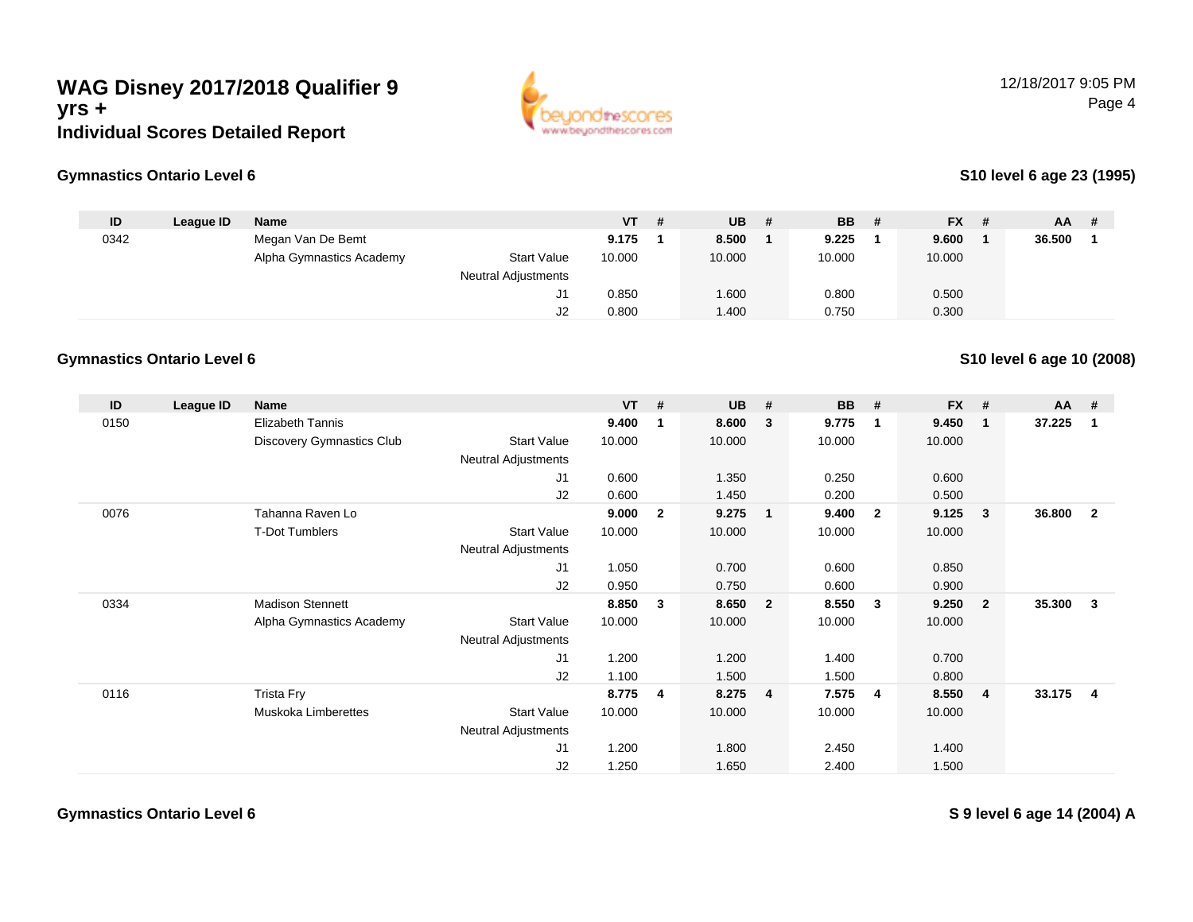# WAG Disney 2017/2018 Qualifier 9 yrs +

## Individual Scores Detailed Report

12/18/2017 9:05 PM

### Gymnastics Ontario Level 6

**S10 level 6 age 23 (1995)**

| ID | League ID | Name | | VT | # | UB | # | BB | # | FX | # | AA | # |
|---|---|---|---|---|---|---|---|---|---|---|---|---|---|
| 0342 | | Megan Van De Bemt | | **9.175** | **1** | **8.500** | **1** | **9.225** | **1** | **9.600** | **1** | **36.500** | **1** |
| | | Alpha Gymnastics Academy | Start Value | 10.000 | | 10.000 | | 10.000 | | 10.000 | | | |
| | | | Neutral Adjustments | | | | | | | | | | |
| | | | J1 | 0.850 | | 1.600 | | 0.800 | | 0.500 | | | |
| | | | J2 | 0.800 | | 1.400 | | 0.750 | | 0.300 | | | |

### Gymnastics Ontario Level 6

**S10 level 6 age 10 (2008)**

| ID | League ID | Name | | VT | # | UB | # | BB | # | FX | # | AA | # |
|---|---|---|---|---|---|---|---|---|---|---|---|---|---|
| 0150 | | Elizabeth Tannis | | **9.400** | **1** | **8.600** | **3** | **9.775** | **1** | **9.450** | **1** | **37.225** | **1** |
| | | Discovery Gymnastics Club | Start Value | 10.000 | | 10.000 | | 10.000 | | 10.000 | | | |
| | | | Neutral Adjustments | | | | | | | | | | |
| | | | J1 | 0.600 | | 1.350 | | 0.250 | | 0.600 | | | |
| | | | J2 | 0.600 | | 1.450 | | 0.200 | | 0.500 | | | |
| 0076 | | Tahanna Raven Lo | | **9.000** | **2** | **9.275** | **1** | **9.400** | **2** | **9.125** | **3** | **36.800** | **2** |
| | | T-Dot Tumblers | Start Value | 10.000 | | 10.000 | | 10.000 | | 10.000 | | | |
| | | | Neutral Adjustments | | | | | | | | | | |
| | | | J1 | 1.050 | | 0.700 | | 0.600 | | 0.850 | | | |
| | | | J2 | 0.950 | | 0.750 | | 0.600 | | 0.900 | | | |
| 0334 | | Madison Stennett | | **8.850** | **3** | **8.650** | **2** | **8.550** | **3** | **9.250** | **2** | **35.300** | **3** |
| | | Alpha Gymnastics Academy | Start Value | 10.000 | | 10.000 | | 10.000 | | 10.000 | | | |
| | | | Neutral Adjustments | | | | | | | | | | |
| | | | J1 | 1.200 | | 1.200 | | 1.400 | | 0.700 | | | |
| | | | J2 | 1.100 | | 1.500 | | 1.500 | | 0.800 | | | |
| 0116 | | Trista Fry | | **8.775** | **4** | **8.275** | **4** | **7.575** | **4** | **8.550** | **4** | **33.175** | **4** |
| | | Muskoka Limberettes | Start Value | 10.000 | | 10.000 | | 10.000 | | 10.000 | | | |
| | | | Neutral Adjustments | | | | | | | | | | |
| | | | J1 | 1.200 | | 1.800 | | 2.450 | | 1.400 | | | |
| | | | J2 | 1.250 | | 1.650 | | 2.400 | | 1.500 | | | |

### Gymnastics Ontario Level 6

**S 9 level 6 age 14 (2004) A**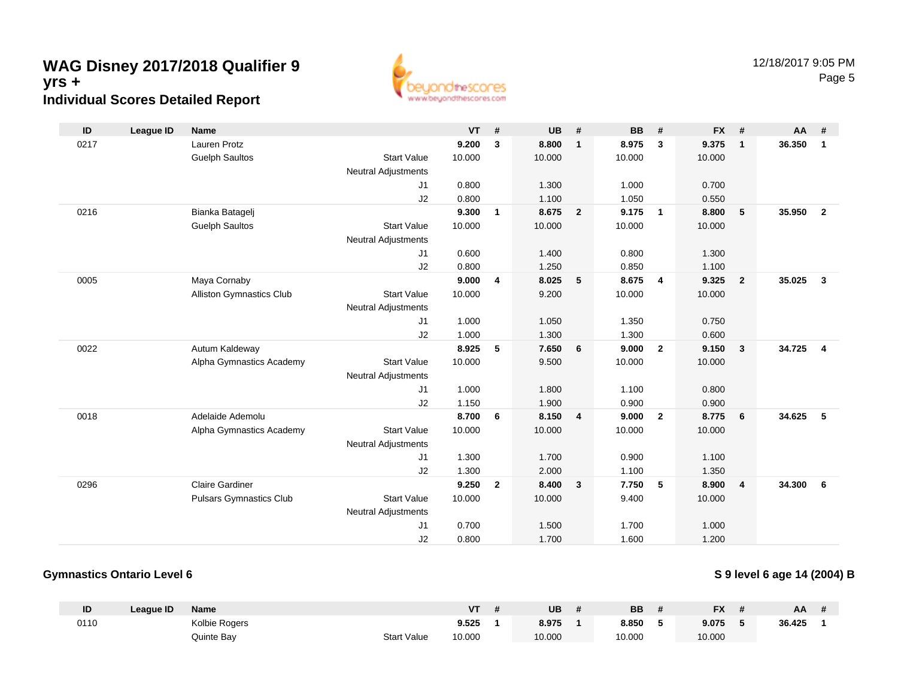# WAG Disney 2017/2018 Qualifier 9 yrs +

## Individual Scores Detailed Report

12/18/2017 9:05 PM

| ID | League ID | Name | | VT | # | UB | # | BB | # | FX | # | AA | # |
|---|---|---|---|---|---|---|---|---|---|---|---|---|---|
| 0217 | | Lauren Protz | | **9.200** | **3** | **8.800** | **1** | **8.975** | **3** | **9.375** | **1** | **36.350** | **1** |
| | | Guelph Saultos | Start Value | 10.000 | | 10.000 | | 10.000 | | 10.000 | | | |
| | | | Neutral Adjustments | | | | | | | | | | |
| | | | J1 | 0.800 | | 1.300 | | 1.000 | | 0.700 | | | |
| | | | J2 | 0.800 | | 1.100 | | 1.050 | | 0.550 | | | |
| 0216 | | Bianka Batagelj | | **9.300** | **1** | **8.675** | **2** | **9.175** | **1** | **8.800** | **5** | **35.950** | **2** |
| | | Guelph Saultos | Start Value | 10.000 | | 10.000 | | 10.000 | | 10.000 | | | |
| | | | Neutral Adjustments | | | | | | | | | | |
| | | | J1 | 0.600 | | 1.400 | | 0.800 | | 1.300 | | | |
| | | | J2 | 0.800 | | 1.250 | | 0.850 | | 1.100 | | | |
| 0005 | | Maya Cornaby | | **9.000** | **4** | **8.025** | **5** | **8.675** | **4** | **9.325** | **2** | **35.025** | **3** |
| | | Alliston Gymnastics Club | Start Value | 10.000 | | 9.200 | | 10.000 | | 10.000 | | | |
| | | | Neutral Adjustments | | | | | | | | | | |
| | | | J1 | 1.000 | | 1.050 | | 1.350 | | 0.750 | | | |
| | | | J2 | 1.000 | | 1.300 | | 1.300 | | 0.600 | | | |
| 0022 | | Autum Kaldeway | | **8.925** | **5** | **7.650** | **6** | **9.000** | **2** | **9.150** | **3** | **34.725** | **4** |
| | | Alpha Gymnastics Academy | Start Value | 10.000 | | 9.500 | | 10.000 | | 10.000 | | | |
| | | | Neutral Adjustments | | | | | | | | | | |
| | | | J1 | 1.000 | | 1.800 | | 1.100 | | 0.800 | | | |
| | | | J2 | 1.150 | | 1.900 | | 0.900 | | 0.900 | | | |
| 0018 | | Adelaide Ademolu | | **8.700** | **6** | **8.150** | **4** | **9.000** | **2** | **8.775** | **6** | **34.625** | **5** |
| | | Alpha Gymnastics Academy | Start Value | 10.000 | | 10.000 | | 10.000 | | 10.000 | | | |
| | | | Neutral Adjustments | | | | | | | | | | |
| | | | J1 | 1.300 | | 1.700 | | 0.900 | | 1.100 | | | |
| | | | J2 | 1.300 | | 2.000 | | 1.100 | | 1.350 | | | |
| 0296 | | Claire Gardiner | | **9.250** | **2** | **8.400** | **3** | **7.750** | **5** | **8.900** | **4** | **34.300** | **6** |
| | | Pulsars Gymnastics Club | Start Value | 10.000 | | 10.000 | | 9.400 | | 10.000 | | | |
| | | | Neutral Adjustments | | | | | | | | | | |
| | | | J1 | 0.700 | | 1.500 | | 1.700 | | 1.000 | | | |
| | | | J2 | 0.800 | | 1.700 | | 1.600 | | 1.200 | | | |

### Gymnastics Ontario Level 6

### S 9 level 6 age 14 (2004) B

| ID | League ID | Name | | VT | # | UB | # | BB | # | FX | # | AA | # |
|---|---|---|---|---|---|---|---|---|---|---|---|---|---|
| 0110 | | Kolbie Rogers | | **9.525** | **1** | **8.975** | **1** | **8.850** | **5** | **9.075** | **5** | **36.425** | **1** |
| | | Quinte Bay | Start Value | 10.000 | | 10.000 | | 10.000 | | 10.000 | | | |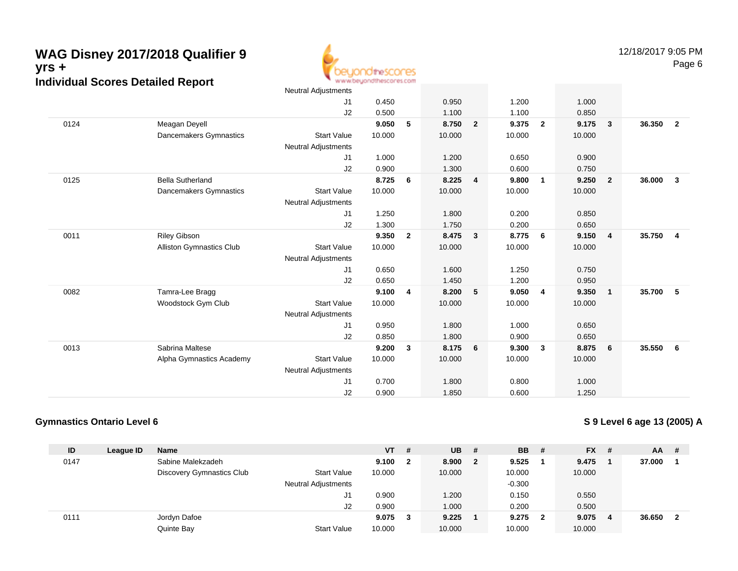# WAG Disney 2017/2018 Qualifier 9 yrs +

## Individual Scores Detailed Report

| ID | League ID | Name | | VT | # | UB | # | BB | # | FX | # | AA | # |
|---|---|---|---|---|---|---|---|---|---|---|---|---|---|
| | | | Neutral Adjustments | | | | | | | | | | |
| | | | J1 | 0.450 | | 0.950 | | 1.200 | | 1.000 | | | |
| | | | J2 | 0.500 | | 1.100 | | 1.100 | | 0.850 | | | |
| 0124 | | Meagan Deyell | | **9.050** | **5** | **8.750** | **2** | **9.375** | **2** | **9.175** | **3** | **36.350** | **2** |
| | | Dancemakers Gymnastics | Start Value | 10.000 | | 10.000 | | 10.000 | | 10.000 | | | |
| | | | Neutral Adjustments | | | | | | | | | | |
| | | | J1 | 1.000 | | 1.200 | | 0.650 | | 0.900 | | | |
| | | | J2 | 0.900 | | 1.300 | | 0.600 | | 0.750 | | | |
| 0125 | | Bella Sutherland | | **8.725** | **6** | **8.225** | **4** | **9.800** | **1** | **9.250** | **2** | **36.000** | **3** |
| | | Dancemakers Gymnastics | Start Value | 10.000 | | 10.000 | | 10.000 | | 10.000 | | | |
| | | | Neutral Adjustments | | | | | | | | | | |
| | | | J1 | 1.250 | | 1.800 | | 0.200 | | 0.850 | | | |
| | | | J2 | 1.300 | | 1.750 | | 0.200 | | 0.650 | | | |
| 0011 | | Riley Gibson | | **9.350** | **2** | **8.475** | **3** | **8.775** | **6** | **9.150** | **4** | **35.750** | **4** |
| | | Alliston Gymnastics Club | Start Value | 10.000 | | 10.000 | | 10.000 | | 10.000 | | | |
| | | | Neutral Adjustments | | | | | | | | | | |
| | | | J1 | 0.650 | | 1.600 | | 1.250 | | 0.750 | | | |
| | | | J2 | 0.650 | | 1.450 | | 1.200 | | 0.950 | | | |
| 0082 | | Tamra-Lee Bragg | | **9.100** | **4** | **8.200** | **5** | **9.050** | **4** | **9.350** | **1** | **35.700** | **5** |
| | | Woodstock Gym Club | Start Value | 10.000 | | 10.000 | | 10.000 | | 10.000 | | | |
| | | | Neutral Adjustments | | | | | | | | | | |
| | | | J1 | 0.950 | | 1.800 | | 1.000 | | 0.650 | | | |
| | | | J2 | 0.850 | | 1.800 | | 0.900 | | 0.650 | | | |
| 0013 | | Sabrina Maltese | | **9.200** | **3** | **8.175** | **6** | **9.300** | **3** | **8.875** | **6** | **35.550** | **6** |
| | | Alpha Gymnastics Academy | Start Value | 10.000 | | 10.000 | | 10.000 | | 10.000 | | | |
| | | | Neutral Adjustments | | | | | | | | | | |
| | | | J1 | 0.700 | | 1.800 | | 0.800 | | 1.000 | | | |
| | | | J2 | 0.900 | | 1.850 | | 0.600 | | 1.250 | | | |

### Gymnastics Ontario Level 6

### S 9 Level 6 age 13 (2005) A

| ID | League ID | Name | | VT | # | UB | # | BB | # | FX | # | AA | # |
|---|---|---|---|---|---|---|---|---|---|---|---|---|---|
| 0147 | | Sabine Malekzadeh | | **9.100** | **2** | **8.900** | **2** | **9.525** | **1** | **9.475** | **1** | **37.000** | **1** |
| | | Discovery Gymnastics Club | Start Value | 10.000 | | 10.000 | | 10.000 | | 10.000 | | | |
| | | | Neutral Adjustments | | | | | -0.300 | | | | | |
| | | | J1 | 0.900 | | 1.200 | | 0.150 | | 0.550 | | | |
| | | | J2 | 0.900 | | 1.000 | | 0.200 | | 0.500 | | | |
| 0111 | | Jordyn Dafoe | | **9.075** | **3** | **9.225** | **1** | **9.275** | **2** | **9.075** | **4** | **36.650** | **2** |
| | | Quinte Bay | Start Value | 10.000 | | 10.000 | | 10.000 | | 10.000 | | | |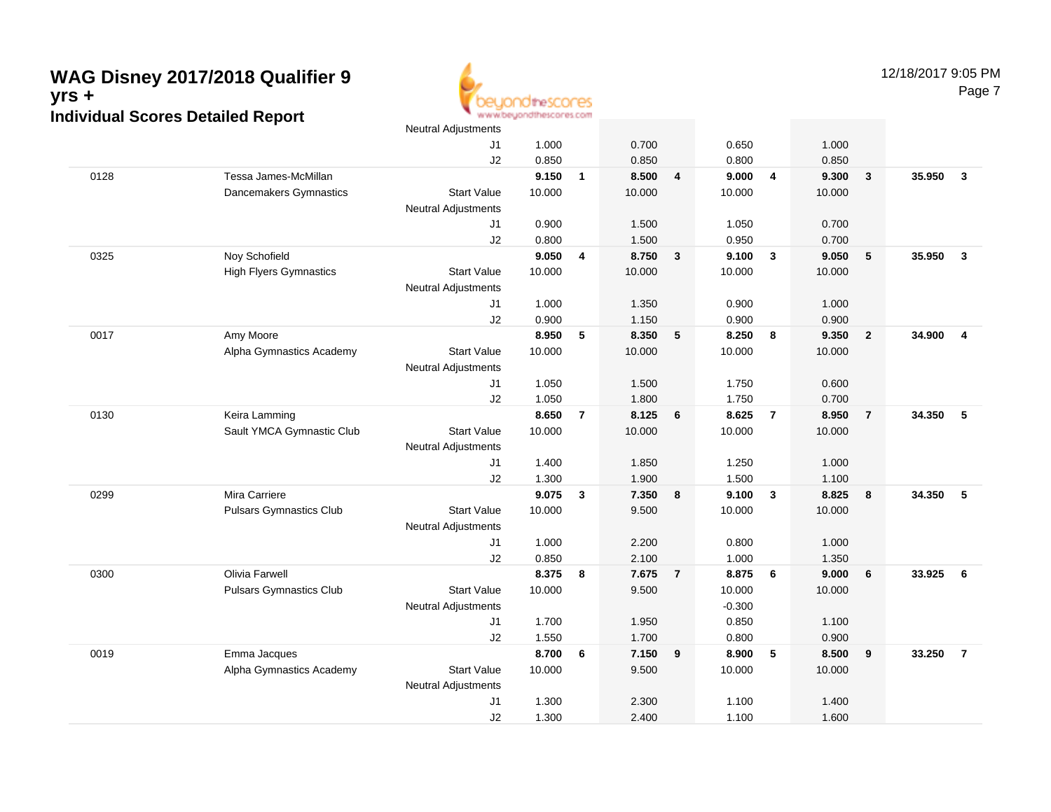# WAG Disney 2017/2018 Qualifier 9 yrs +

## Individual Scores Detailed Report

12/18/2017 9:05 PM

| | | | | | | | | | | | | |
|---|---|---|---|---|---|---|---|---|---|---|---|---|
| | | Neutral Adjustments | | | | | | | | | | |
| | | J1 | 1.000 | | 0.700 | | 0.650 | | 1.000 | | | |
| | | J2 | 0.850 | | 0.850 | | 0.800 | | 0.850 | | | |
| 0128 | Tessa James-McMillan | | **9.150** | **1** | **8.500** | **4** | **9.000** | **4** | **9.300** | **3** | **35.950** | **3** |
| | Dancemakers Gymnastics | Start Value | 10.000 | | 10.000 | | 10.000 | | 10.000 | | | |
| | | Neutral Adjustments | | | | | | | | | | |
| | | J1 | 0.900 | | 1.500 | | 1.050 | | 0.700 | | | |
| | | J2 | 0.800 | | 1.500 | | 0.950 | | 0.700 | | | |
| 0325 | Noy Schofield | | **9.050** | **4** | **8.750** | **3** | **9.100** | **3** | **9.050** | **5** | **35.950** | **3** |
| | High Flyers Gymnastics | Start Value | 10.000 | | 10.000 | | 10.000 | | 10.000 | | | |
| | | Neutral Adjustments | | | | | | | | | | |
| | | J1 | 1.000 | | 1.350 | | 0.900 | | 1.000 | | | |
| | | J2 | 0.900 | | 1.150 | | 0.900 | | 0.900 | | | |
| 0017 | Amy Moore | | **8.950** | **5** | **8.350** | **5** | **8.250** | **8** | **9.350** | **2** | **34.900** | **4** |
| | Alpha Gymnastics Academy | Start Value | 10.000 | | 10.000 | | 10.000 | | 10.000 | | | |
| | | Neutral Adjustments | | | | | | | | | | |
| | | J1 | 1.050 | | 1.500 | | 1.750 | | 0.600 | | | |
| | | J2 | 1.050 | | 1.800 | | 1.750 | | 0.700 | | | |
| 0130 | Keira Lamming | | **8.650** | **7** | **8.125** | **6** | **8.625** | **7** | **8.950** | **7** | **34.350** | **5** |
| | Sault YMCA Gymnastic Club | Start Value | 10.000 | | 10.000 | | 10.000 | | 10.000 | | | |
| | | Neutral Adjustments | | | | | | | | | | |
| | | J1 | 1.400 | | 1.850 | | 1.250 | | 1.000 | | | |
| | | J2 | 1.300 | | 1.900 | | 1.500 | | 1.100 | | | |
| 0299 | Mira Carriere | | **9.075** | **3** | **7.350** | **8** | **9.100** | **3** | **8.825** | **8** | **34.350** | **5** |
| | Pulsars Gymnastics Club | Start Value | 10.000 | | 9.500 | | 10.000 | | 10.000 | | | |
| | | Neutral Adjustments | | | | | | | | | | |
| | | J1 | 1.000 | | 2.200 | | 0.800 | | 1.000 | | | |
| | | J2 | 0.850 | | 2.100 | | 1.000 | | 1.350 | | | |
| 0300 | Olivia Farwell | | **8.375** | **8** | **7.675** | **7** | **8.875** | **6** | **9.000** | **6** | **33.925** | **6** |
| | Pulsars Gymnastics Club | Start Value | 10.000 | | 9.500 | | 10.000 | | 10.000 | | | |
| | | Neutral Adjustments | | | | | -0.300 | | | | | |
| | | J1 | 1.700 | | 1.950 | | 0.850 | | 1.100 | | | |
| | | J2 | 1.550 | | 1.700 | | 0.800 | | 0.900 | | | |
| 0019 | Emma Jacques | | **8.700** | **6** | **7.150** | **9** | **8.900** | **5** | **8.500** | **9** | **33.250** | **7** |
| | Alpha Gymnastics Academy | Start Value | 10.000 | | 9.500 | | 10.000 | | 10.000 | | | |
| | | Neutral Adjustments | | | | | | | | | | |
| | | J1 | 1.300 | | 2.300 | | 1.100 | | 1.400 | | | |
| | | J2 | 1.300 | | 2.400 | | 1.100 | | 1.600 | | | |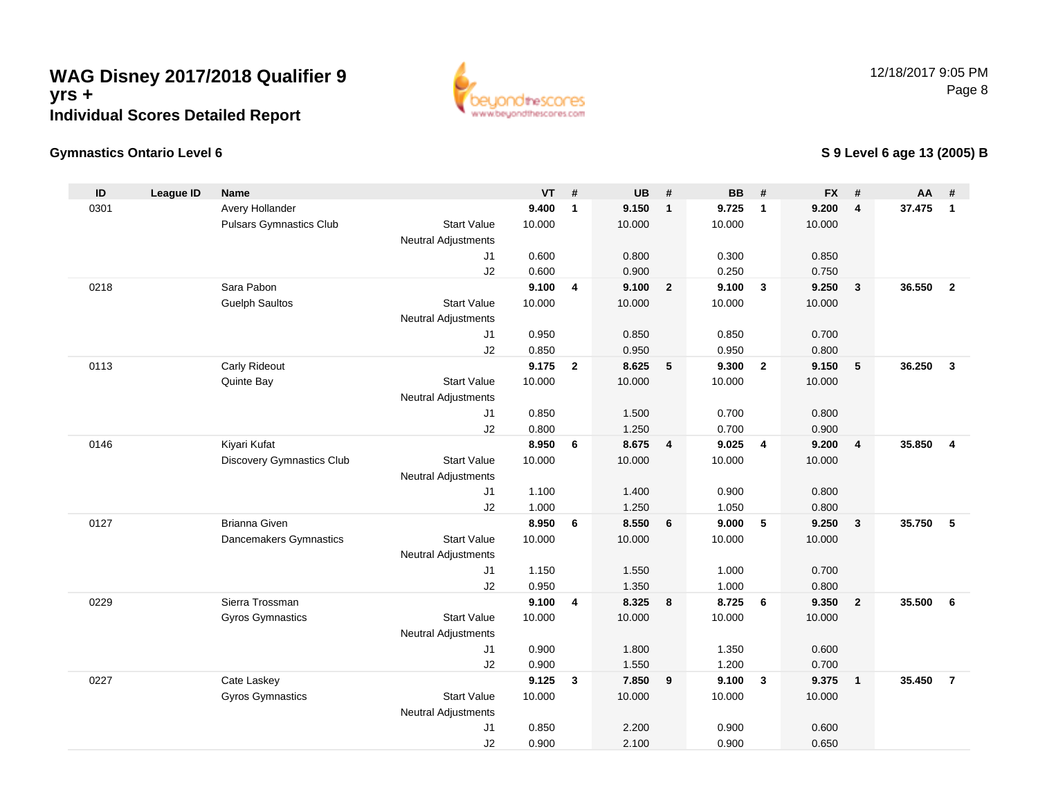# WAG Disney 2017/2018 Qualifier 9 yrs +

## Individual Scores Detailed Report

### Gymnastics Ontario Level 6

### S 9 Level 6 age 13 (2005) B

| ID | League ID | Name | | VT | # | UB | # | BB | # | FX | # | AA | # |
|---|---|---|---|---|---|---|---|---|---|---|---|---|---|
| 0301 | | Avery Hollander | | **9.400** | **1** | **9.150** | **1** | **9.725** | **1** | **9.200** | **4** | **37.475** | **1** |
| | | Pulsars Gymnastics Club | Start Value | 10.000 | | 10.000 | | 10.000 | | 10.000 | | | |
| | | | Neutral Adjustments | | | | | | | | | | |
| | | | J1 | 0.600 | | 0.800 | | 0.300 | | 0.850 | | | |
| | | | J2 | 0.600 | | 0.900 | | 0.250 | | 0.750 | | | |
| 0218 | | Sara Pabon | | **9.100** | **4** | **9.100** | **2** | **9.100** | **3** | **9.250** | **3** | **36.550** | **2** |
| | | Guelph Saultos | Start Value | 10.000 | | 10.000 | | 10.000 | | 10.000 | | | |
| | | | Neutral Adjustments | | | | | | | | | | |
| | | | J1 | 0.950 | | 0.850 | | 0.850 | | 0.700 | | | |
| | | | J2 | 0.850 | | 0.950 | | 0.950 | | 0.800 | | | |
| 0113 | | Carly Rideout | | **9.175** | **2** | **8.625** | **5** | **9.300** | **2** | **9.150** | **5** | **36.250** | **3** |
| | | Quinte Bay | Start Value | 10.000 | | 10.000 | | 10.000 | | 10.000 | | | |
| | | | Neutral Adjustments | | | | | | | | | | |
| | | | J1 | 0.850 | | 1.500 | | 0.700 | | 0.800 | | | |
| | | | J2 | 0.800 | | 1.250 | | 0.700 | | 0.900 | | | |
| 0146 | | Kiyari Kufat | | **8.950** | **6** | **8.675** | **4** | **9.025** | **4** | **9.200** | **4** | **35.850** | **4** |
| | | Discovery Gymnastics Club | Start Value | 10.000 | | 10.000 | | 10.000 | | 10.000 | | | |
| | | | Neutral Adjustments | | | | | | | | | | |
| | | | J1 | 1.100 | | 1.400 | | 0.900 | | 0.800 | | | |
| | | | J2 | 1.000 | | 1.250 | | 1.050 | | 0.800 | | | |
| 0127 | | Brianna Given | | **8.950** | **6** | **8.550** | **6** | **9.000** | **5** | **9.250** | **3** | **35.750** | **5** |
| | | Dancemakers Gymnastics | Start Value | 10.000 | | 10.000 | | 10.000 | | 10.000 | | | |
| | | | Neutral Adjustments | | | | | | | | | | |
| | | | J1 | 1.150 | | 1.550 | | 1.000 | | 0.700 | | | |
| | | | J2 | 0.950 | | 1.350 | | 1.000 | | 0.800 | | | |
| 0229 | | Sierra Trossman | | **9.100** | **4** | **8.325** | **8** | **8.725** | **6** | **9.350** | **2** | **35.500** | **6** |
| | | Gyros Gymnastics | Start Value | 10.000 | | 10.000 | | 10.000 | | 10.000 | | | |
| | | | Neutral Adjustments | | | | | | | | | | |
| | | | J1 | 0.900 | | 1.800 | | 1.350 | | 0.600 | | | |
| | | | J2 | 0.900 | | 1.550 | | 1.200 | | 0.700 | | | |
| 0227 | | Cate Laskey | | **9.125** | **3** | **7.850** | **9** | **9.100** | **3** | **9.375** | **1** | **35.450** | **7** |
| | | Gyros Gymnastics | Start Value | 10.000 | | 10.000 | | 10.000 | | 10.000 | | | |
| | | | Neutral Adjustments | | | | | | | | | | |
| | | | J1 | 0.850 | | 2.200 | | 0.900 | | 0.600 | | | |
| | | | J2 | 0.900 | | 2.100 | | 0.900 | | 0.650 | | | |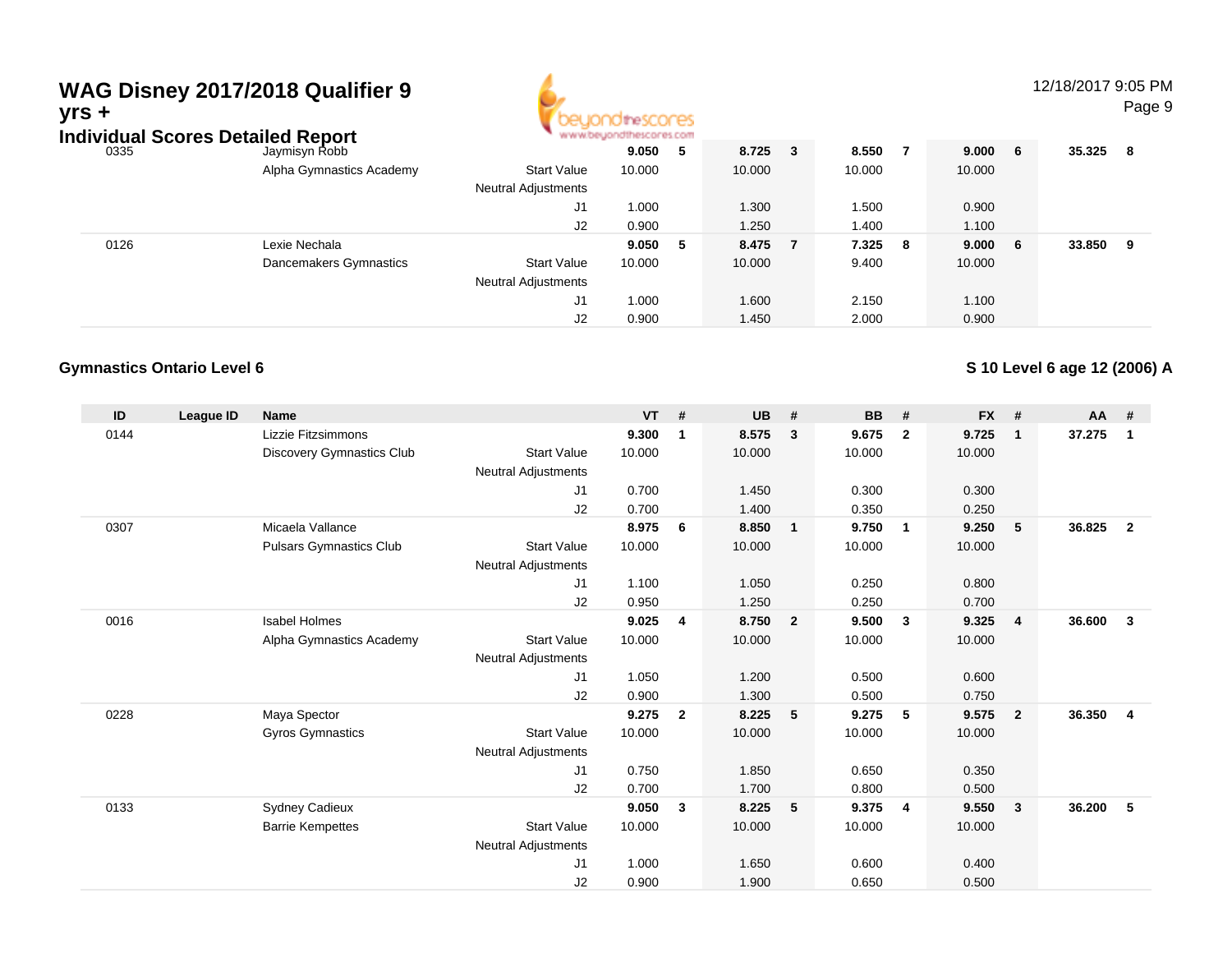# WAG Disney 2017/2018 Qualifier 9 yrs +

## Individual Scores Detailed Report

| ID | League ID | Name | | VT | # | UB | # | BB | # | FX | # | AA | # |
|---|---|---|---|---|---|---|---|---|---|---|---|---|---|
| 0335 | | Jaymisyn Robb | | **9.050** | **5** | **8.725** | **3** | **8.550** | **7** | **9.000** | **6** | **35.325** | **8** |
| | | Alpha Gymnastics Academy | Start Value | 10.000 | | 10.000 | | 10.000 | | 10.000 | | | |
| | | | Neutral Adjustments | | | | | | | | | | |
| | | | J1 | 1.000 | | 1.300 | | 1.500 | | 0.900 | | | |
| | | | J2 | 0.900 | | 1.250 | | 1.400 | | 1.100 | | | |
| 0126 | | Lexie Nechala | | **9.050** | **5** | **8.475** | **7** | **7.325** | **8** | **9.000** | **6** | **33.850** | **9** |
| | | Dancemakers Gymnastics | Start Value | 10.000 | | 10.000 | | 9.400 | | 10.000 | | | |
| | | | Neutral Adjustments | | | | | | | | | | |
| | | | J1 | 1.000 | | 1.600 | | 2.150 | | 1.100 | | | |
| | | | J2 | 0.900 | | 1.450 | | 2.000 | | 0.900 | | | |

### Gymnastics Ontario Level 6

### S 10 Level 6 age 12 (2006) A

| ID | League ID | Name | | VT | # | UB | # | BB | # | FX | # | AA | # |
|---|---|---|---|---|---|---|---|---|---|---|---|---|---|
| 0144 | | Lizzie Fitzsimmons | | **9.300** | **1** | **8.575** | **3** | **9.675** | **2** | **9.725** | **1** | **37.275** | **1** |
| | | Discovery Gymnastics Club | Start Value | 10.000 | | 10.000 | | 10.000 | | 10.000 | | | |
| | | | Neutral Adjustments | | | | | | | | | | |
| | | | J1 | 0.700 | | 1.450 | | 0.300 | | 0.300 | | | |
| | | | J2 | 0.700 | | 1.400 | | 0.350 | | 0.250 | | | |
| 0307 | | Micaela Vallance | | **8.975** | **6** | **8.850** | **1** | **9.750** | **1** | **9.250** | **5** | **36.825** | **2** |
| | | Pulsars Gymnastics Club | Start Value | 10.000 | | 10.000 | | 10.000 | | 10.000 | | | |
| | | | Neutral Adjustments | | | | | | | | | | |
| | | | J1 | 1.100 | | 1.050 | | 0.250 | | 0.800 | | | |
| | | | J2 | 0.950 | | 1.250 | | 0.250 | | 0.700 | | | |
| 0016 | | Isabel Holmes | | **9.025** | **4** | **8.750** | **2** | **9.500** | **3** | **9.325** | **4** | **36.600** | **3** |
| | | Alpha Gymnastics Academy | Start Value | 10.000 | | 10.000 | | 10.000 | | 10.000 | | | |
| | | | Neutral Adjustments | | | | | | | | | | |
| | | | J1 | 1.050 | | 1.200 | | 0.500 | | 0.600 | | | |
| | | | J2 | 0.900 | | 1.300 | | 0.500 | | 0.750 | | | |
| 0228 | | Maya Spector | | **9.275** | **2** | **8.225** | **5** | **9.275** | **5** | **9.575** | **2** | **36.350** | **4** |
| | | Gyros Gymnastics | Start Value | 10.000 | | 10.000 | | 10.000 | | 10.000 | | | |
| | | | Neutral Adjustments | | | | | | | | | | |
| | | | J1 | 0.750 | | 1.850 | | 0.650 | | 0.350 | | | |
| | | | J2 | 0.700 | | 1.700 | | 0.800 | | 0.500 | | | |
| 0133 | | Sydney Cadieux | | **9.050** | **3** | **8.225** | **5** | **9.375** | **4** | **9.550** | **3** | **36.200** | **5** |
| | | Barrie Kempettes | Start Value | 10.000 | | 10.000 | | 10.000 | | 10.000 | | | |
| | | | Neutral Adjustments | | | | | | | | | | |
| | | | J1 | 1.000 | | 1.650 | | 0.600 | | 0.400 | | | |
| | | | J2 | 0.900 | | 1.900 | | 0.650 | | 0.500 | | | |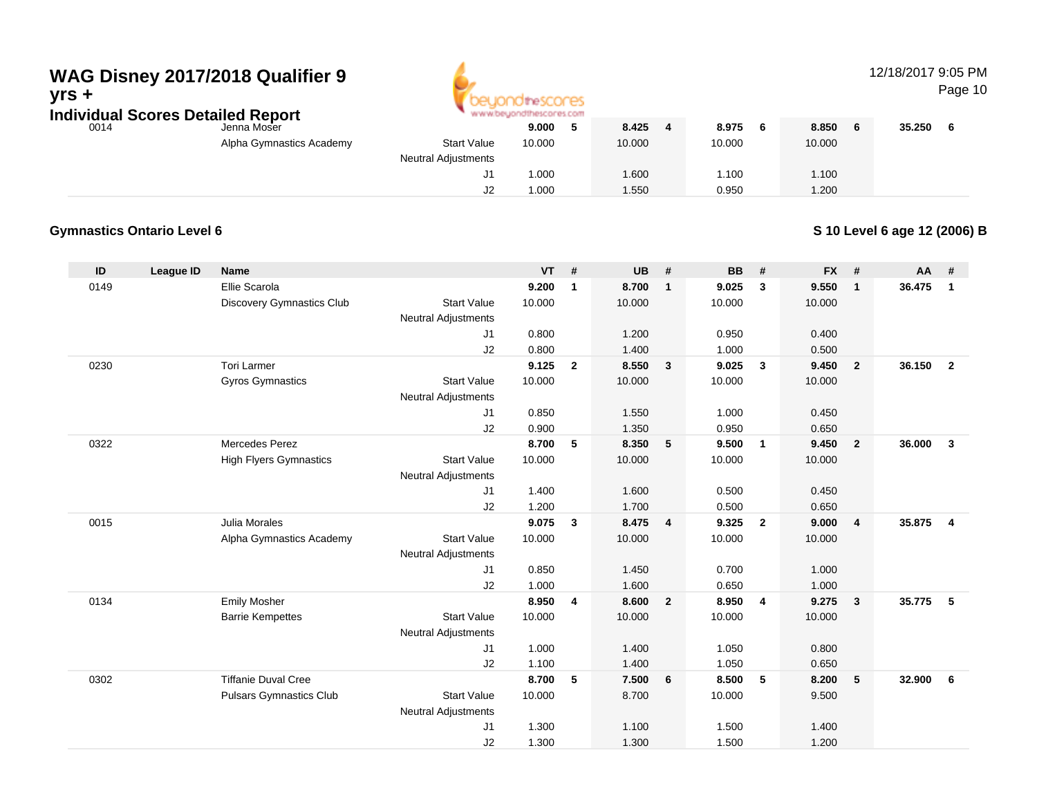# WAG Disney 2017/2018 Qualifier 9 yrs +

## Individual Scores Detailed Report

| ID | League ID | Name | | VT | # | UB | # | BB | # | FX | # | AA | # |
|---|---|---|---|---|---|---|---|---|---|---|---|---|---|
| 0014 | | Jenna Moser | | 9.000 | 5 | 8.425 | 4 | 8.975 | 6 | 8.850 | 6 | 35.250 | 6 |
| | | Alpha Gymnastics Academy | Start Value | 10.000 | | 10.000 | | 10.000 | | 10.000 | | | |
| | | | Neutral Adjustments | | | | | | | | | | |
| | | | J1 | 1.000 | | 1.600 | | 1.100 | | 1.100 | | | |
| | | | J2 | 1.000 | | 1.550 | | 0.950 | | 1.200 | | | |

### Gymnastics Ontario Level 6

### S 10 Level 6 age 12 (2006) B

| ID | League ID | Name | | VT | # | UB | # | BB | # | FX | # | AA | # |
|---|---|---|---|---|---|---|---|---|---|---|---|---|---|
| 0149 | | Ellie Scarola | | 9.200 | 1 | 8.700 | 1 | 9.025 | 3 | 9.550 | 1 | 36.475 | 1 |
| | | Discovery Gymnastics Club | Start Value | 10.000 | | 10.000 | | 10.000 | | 10.000 | | | |
| | | | Neutral Adjustments | | | | | | | | | | |
| | | | J1 | 0.800 | | 1.200 | | 0.950 | | 0.400 | | | |
| | | | J2 | 0.800 | | 1.400 | | 1.000 | | 0.500 | | | |
| 0230 | | Tori Larmer | | 9.125 | 2 | 8.550 | 3 | 9.025 | 3 | 9.450 | 2 | 36.150 | 2 |
| | | Gyros Gymnastics | Start Value | 10.000 | | 10.000 | | 10.000 | | 10.000 | | | |
| | | | Neutral Adjustments | | | | | | | | | | |
| | | | J1 | 0.850 | | 1.550 | | 1.000 | | 0.450 | | | |
| | | | J2 | 0.900 | | 1.350 | | 0.950 | | 0.650 | | | |
| 0322 | | Mercedes Perez | | 8.700 | 5 | 8.350 | 5 | 9.500 | 1 | 9.450 | 2 | 36.000 | 3 |
| | | High Flyers Gymnastics | Start Value | 10.000 | | 10.000 | | 10.000 | | 10.000 | | | |
| | | | Neutral Adjustments | | | | | | | | | | |
| | | | J1 | 1.400 | | 1.600 | | 0.500 | | 0.450 | | | |
| | | | J2 | 1.200 | | 1.700 | | 0.500 | | 0.650 | | | |
| 0015 | | Julia Morales | | 9.075 | 3 | 8.475 | 4 | 9.325 | 2 | 9.000 | 4 | 35.875 | 4 |
| | | Alpha Gymnastics Academy | Start Value | 10.000 | | 10.000 | | 10.000 | | 10.000 | | | |
| | | | Neutral Adjustments | | | | | | | | | | |
| | | | J1 | 0.850 | | 1.450 | | 0.700 | | 1.000 | | | |
| | | | J2 | 1.000 | | 1.600 | | 0.650 | | 1.000 | | | |
| 0134 | | Emily Mosher | | 8.950 | 4 | 8.600 | 2 | 8.950 | 4 | 9.275 | 3 | 35.775 | 5 |
| | | Barrie Kempettes | Start Value | 10.000 | | 10.000 | | 10.000 | | 10.000 | | | |
| | | | Neutral Adjustments | | | | | | | | | | |
| | | | J1 | 1.000 | | 1.400 | | 1.050 | | 0.800 | | | |
| | | | J2 | 1.100 | | 1.400 | | 1.050 | | 0.650 | | | |
| 0302 | | Tiffanie Duval Cree | | 8.700 | 5 | 7.500 | 6 | 8.500 | 5 | 8.200 | 5 | 32.900 | 6 |
| | | Pulsars Gymnastics Club | Start Value | 10.000 | | 8.700 | | 10.000 | | 9.500 | | | |
| | | | Neutral Adjustments | | | | | | | | | | |
| | | | J1 | 1.300 | | 1.100 | | 1.500 | | 1.400 | | | |
| | | | J2 | 1.300 | | 1.300 | | 1.500 | | 1.200 | | | |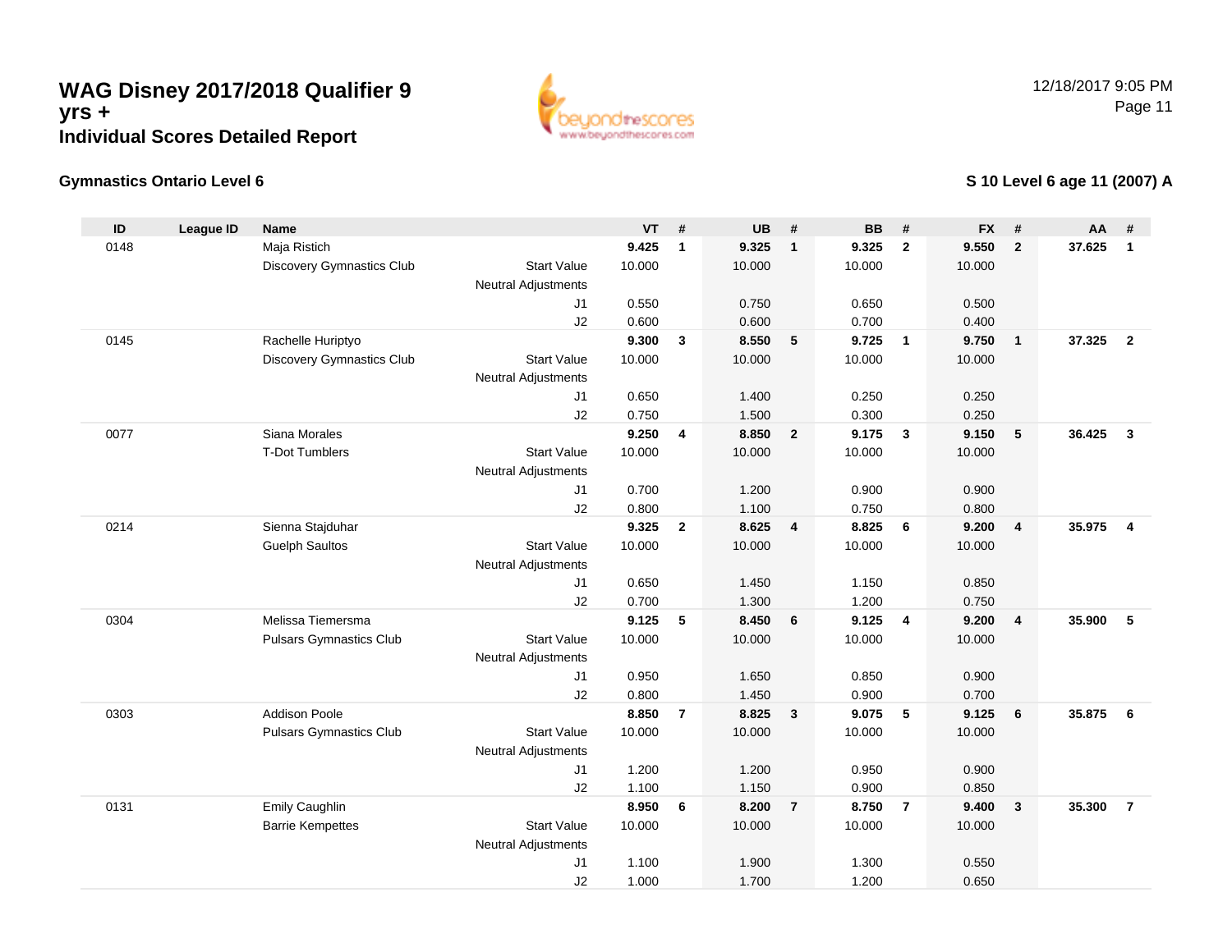# WAG Disney 2017/2018 Qualifier 9 yrs +

## Individual Scores Detailed Report

12/18/2017 9:05 PM

### Gymnastics Ontario Level 6

### S 10 Level 6 age 11 (2007) A

| ID | League ID | Name | | VT | # | UB | # | BB | # | FX | # | AA | # |
|---|---|---|---|---|---|---|---|---|---|---|---|---|---|
| 0148 | | Maja Ristich | | **9.425** | **1** | **9.325** | **1** | **9.325** | **2** | **9.550** | **2** | **37.625** | **1** |
| | | Discovery Gymnastics Club | Start Value | 10.000 | | 10.000 | | 10.000 | | 10.000 | | | |
| | | | Neutral Adjustments | | | | | | | | | | |
| | | | J1 | 0.550 | | 0.750 | | 0.650 | | 0.500 | | | |
| | | | J2 | 0.600 | | 0.600 | | 0.700 | | 0.400 | | | |
| 0145 | | Rachelle Huriptyo | | **9.300** | **3** | **8.550** | **5** | **9.725** | **1** | **9.750** | **1** | **37.325** | **2** |
| | | Discovery Gymnastics Club | Start Value | 10.000 | | 10.000 | | 10.000 | | 10.000 | | | |
| | | | Neutral Adjustments | | | | | | | | | | |
| | | | J1 | 0.650 | | 1.400 | | 0.250 | | 0.250 | | | |
| | | | J2 | 0.750 | | 1.500 | | 0.300 | | 0.250 | | | |
| 0077 | | Siana Morales | | **9.250** | **4** | **8.850** | **2** | **9.175** | **3** | **9.150** | **5** | **36.425** | **3** |
| | | T-Dot Tumblers | Start Value | 10.000 | | 10.000 | | 10.000 | | 10.000 | | | |
| | | | Neutral Adjustments | | | | | | | | | | |
| | | | J1 | 0.700 | | 1.200 | | 0.900 | | 0.900 | | | |
| | | | J2 | 0.800 | | 1.100 | | 0.750 | | 0.800 | | | |
| 0214 | | Sienna Stajduhar | | **9.325** | **2** | **8.625** | **4** | **8.825** | **6** | **9.200** | **4** | **35.975** | **4** |
| | | Guelph Saultos | Start Value | 10.000 | | 10.000 | | 10.000 | | 10.000 | | | |
| | | | Neutral Adjustments | | | | | | | | | | |
| | | | J1 | 0.650 | | 1.450 | | 1.150 | | 0.850 | | | |
| | | | J2 | 0.700 | | 1.300 | | 1.200 | | 0.750 | | | |
| 0304 | | Melissa Tiemersma | | **9.125** | **5** | **8.450** | **6** | **9.125** | **4** | **9.200** | **4** | **35.900** | **5** |
| | | Pulsars Gymnastics Club | Start Value | 10.000 | | 10.000 | | 10.000 | | 10.000 | | | |
| | | | Neutral Adjustments | | | | | | | | | | |
| | | | J1 | 0.950 | | 1.650 | | 0.850 | | 0.900 | | | |
| | | | J2 | 0.800 | | 1.450 | | 0.900 | | 0.700 | | | |
| 0303 | | Addison Poole | | **8.850** | **7** | **8.825** | **3** | **9.075** | **5** | **9.125** | **6** | **35.875** | **6** |
| | | Pulsars Gymnastics Club | Start Value | 10.000 | | 10.000 | | 10.000 | | 10.000 | | | |
| | | | Neutral Adjustments | | | | | | | | | | |
| | | | J1 | 1.200 | | 1.200 | | 0.950 | | 0.900 | | | |
| | | | J2 | 1.100 | | 1.150 | | 0.900 | | 0.850 | | | |
| 0131 | | Emily Caughlin | | **8.950** | **6** | **8.200** | **7** | **8.750** | **7** | **9.400** | **3** | **35.300** | **7** |
| | | Barrie Kempettes | Start Value | 10.000 | | 10.000 | | 10.000 | | 10.000 | | | |
| | | | Neutral Adjustments | | | | | | | | | | |
| | | | J1 | 1.100 | | 1.900 | | 1.300 | | 0.550 | | | |
| | | | J2 | 1.000 | | 1.700 | | 1.200 | | 0.650 | | | |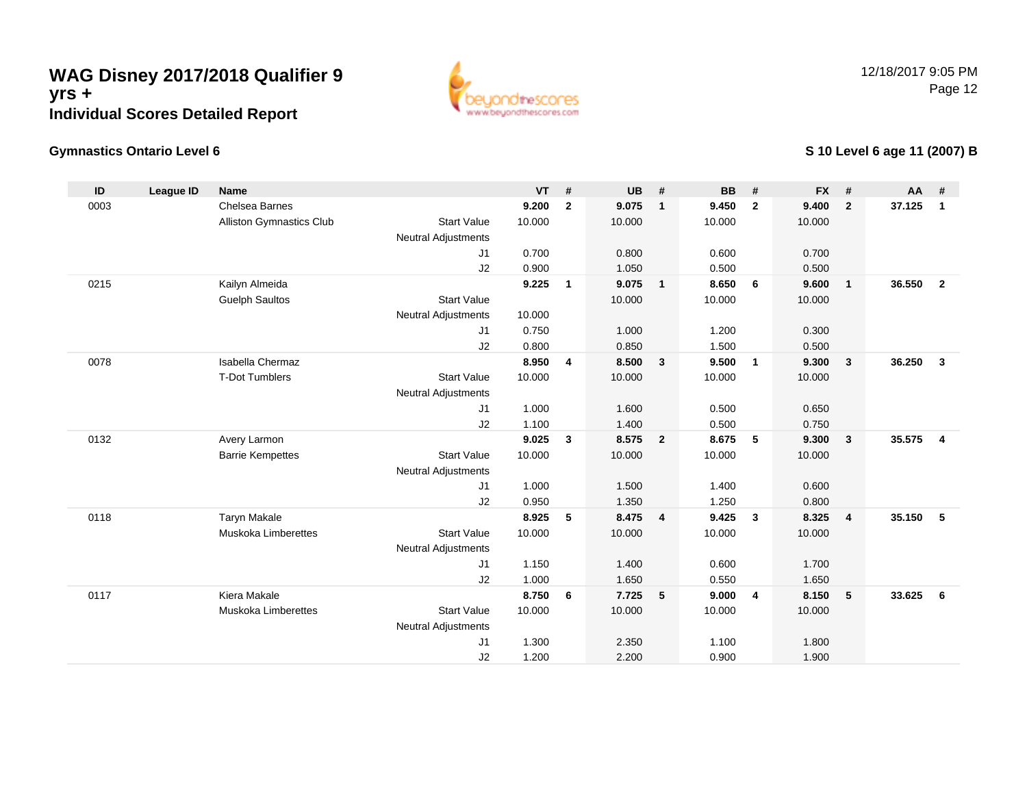# WAG Disney 2017/2018 Qualifier 9 yrs +
## Individual Scores Detailed Report

12/18/2017 9:05 PM

### Gymnastics Ontario Level 6

### S 10 Level 6 age 11 (2007) B

| ID | League ID | Name | | VT | # | UB | # | BB | # | FX | # | AA | # |
|---|---|---|---|---|---|---|---|---|---|---|---|---|---|
| 0003 | | Chelsea Barnes | | **9.200** | **2** | **9.075** | **1** | **9.450** | **2** | **9.400** | **2** | **37.125** | **1** |
| | | Alliston Gymnastics Club | Start Value | 10.000 | | 10.000 | | 10.000 | | 10.000 | | | |
| | | | Neutral Adjustments | | | | | | | | | | |
| | | | J1 | 0.700 | | 0.800 | | 0.600 | | 0.700 | | | |
| | | | J2 | 0.900 | | 1.050 | | 0.500 | | 0.500 | | | |
| 0215 | | Kailyn Almeida | | **9.225** | **1** | **9.075** | **1** | **8.650** | **6** | **9.600** | **1** | **36.550** | **2** |
| | | Guelph Saultos | Start Value | | | 10.000 | | 10.000 | | 10.000 | | | |
| | | | Neutral Adjustments | 10.000 | | | | | | | | | |
| | | | J1 | 0.750 | | 1.000 | | 1.200 | | 0.300 | | | |
| | | | J2 | 0.800 | | 0.850 | | 1.500 | | 0.500 | | | |
| 0078 | | Isabella Chermaz | | **8.950** | **4** | **8.500** | **3** | **9.500** | **1** | **9.300** | **3** | **36.250** | **3** |
| | | T-Dot Tumblers | Start Value | 10.000 | | 10.000 | | 10.000 | | 10.000 | | | |
| | | | Neutral Adjustments | | | | | | | | | | |
| | | | J1 | 1.000 | | 1.600 | | 0.500 | | 0.650 | | | |
| | | | J2 | 1.100 | | 1.400 | | 0.500 | | 0.750 | | | |
| 0132 | | Avery Larmon | | **9.025** | **3** | **8.575** | **2** | **8.675** | **5** | **9.300** | **3** | **35.575** | **4** |
| | | Barrie Kempettes | Start Value | 10.000 | | 10.000 | | 10.000 | | 10.000 | | | |
| | | | Neutral Adjustments | | | | | | | | | | |
| | | | J1 | 1.000 | | 1.500 | | 1.400 | | 0.600 | | | |
| | | | J2 | 0.950 | | 1.350 | | 1.250 | | 0.800 | | | |
| 0118 | | Taryn Makale | | **8.925** | **5** | **8.475** | **4** | **9.425** | **3** | **8.325** | **4** | **35.150** | **5** |
| | | Muskoka Limberettes | Start Value | 10.000 | | 10.000 | | 10.000 | | 10.000 | | | |
| | | | Neutral Adjustments | | | | | | | | | | |
| | | | J1 | 1.150 | | 1.400 | | 0.600 | | 1.700 | | | |
| | | | J2 | 1.000 | | 1.650 | | 0.550 | | 1.650 | | | |
| 0117 | | Kiera Makale | | **8.750** | **6** | **7.725** | **5** | **9.000** | **4** | **8.150** | **5** | **33.625** | **6** |
| | | Muskoka Limberettes | Start Value | 10.000 | | 10.000 | | 10.000 | | 10.000 | | | |
| | | | Neutral Adjustments | | | | | | | | | | |
| | | | J1 | 1.300 | | 2.350 | | 1.100 | | 1.800 | | | |
| | | | J2 | 1.200 | | 2.200 | | 0.900 | | 1.900 | | | |